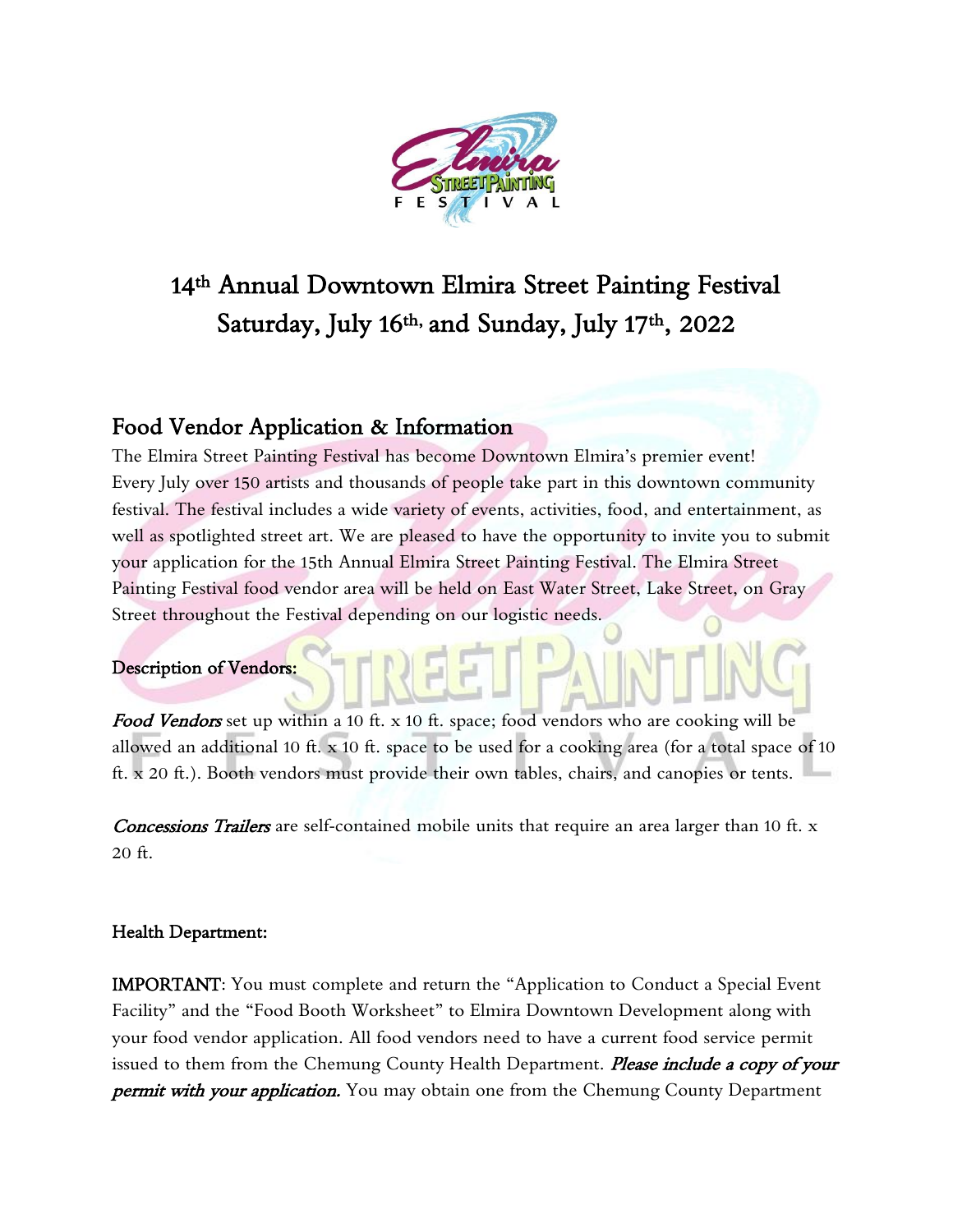# 14th Annual Downtown Elmira Street Painting Festival
# Saturday, July 16th, and Sunday, July 17th, 2022

## Food Vendor Application & Information

The Elmira Street Painting Festival has become Downtown Elmira's premier event! Every July over 150 artists and thousands of people take part in this downtown community festival. The festival includes a wide variety of events, activities, food, and entertainment, as well as spotlighted street art. We are pleased to have the opportunity to invite you to submit your application for the 15th Annual Elmira Street Painting Festival. The Elmira Street Painting Festival food vendor area will be held on East Water Street, Lake Street, on Gray Street throughout the Festival depending on our logistic needs.

**Description of Vendors:**

***Food Vendors*** set up within a 10 ft. x 10 ft. space; food vendors who are cooking will be allowed an additional 10 ft. x 10 ft. space to be used for a cooking area (for a total space of 10 ft. x 20 ft.). Booth vendors must provide their own tables, chairs, and canopies or tents.

***Concessions Trailers*** are self-contained mobile units that require an area larger than 10 ft. x 20 ft.

**Health Department:**

**IMPORTANT**: You must complete and return the "Application to Conduct a Special Event Facility" and the "Food Booth Worksheet" to Elmira Downtown Development along with your food vendor application. All food vendors need to have a current food service permit issued to them from the Chemung County Health Department. ***Please include a copy of your permit with your application.*** You may obtain one from the Chemung County Department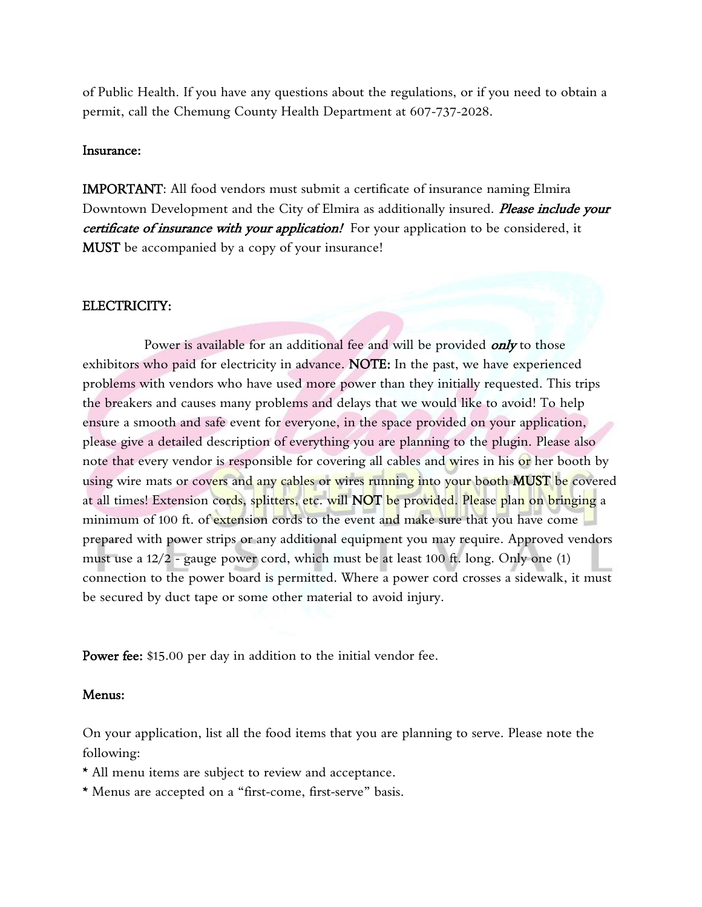of Public Health. If you have any questions about the regulations, or if you need to obtain a permit, call the Chemung County Health Department at 607-737-2028.

**Insurance:**

**IMPORTANT**: All food vendors must submit a certificate of insurance naming Elmira Downtown Development and the City of Elmira as additionally insured. ***Please include your certificate of insurance with your application!*** For your application to be considered, it **MUST** be accompanied by a copy of your insurance!

**ELECTRICITY:**

Power is available for an additional fee and will be provided ***only*** to those exhibitors who paid for electricity in advance. **NOTE:** In the past, we have experienced problems with vendors who have used more power than they initially requested. This trips the breakers and causes many problems and delays that we would like to avoid! To help ensure a smooth and safe event for everyone, in the space provided on your application, please give a detailed description of everything you are planning to the plugin. Please also note that every vendor is responsible for covering all cables and wires in his or her booth by using wire mats or covers and any cables or wires running into your booth **MUST** be covered at all times! Extension cords, splitters, etc. will **NOT** be provided. Please plan on bringing a minimum of 100 ft. of extension cords to the event and make sure that you have come prepared with power strips or any additional equipment you may require. Approved vendors must use a 12/2 - gauge power cord, which must be at least 100 ft. long. Only one (1) connection to the power board is permitted. Where a power cord crosses a sidewalk, it must be secured by duct tape or some other material to avoid injury.

**Power fee:** $15.00 per day in addition to the initial vendor fee.

**Menus:**

On your application, list all the food items that you are planning to serve. Please note the following:

* All menu items are subject to review and acceptance.
* Menus are accepted on a "first-come, first-serve" basis.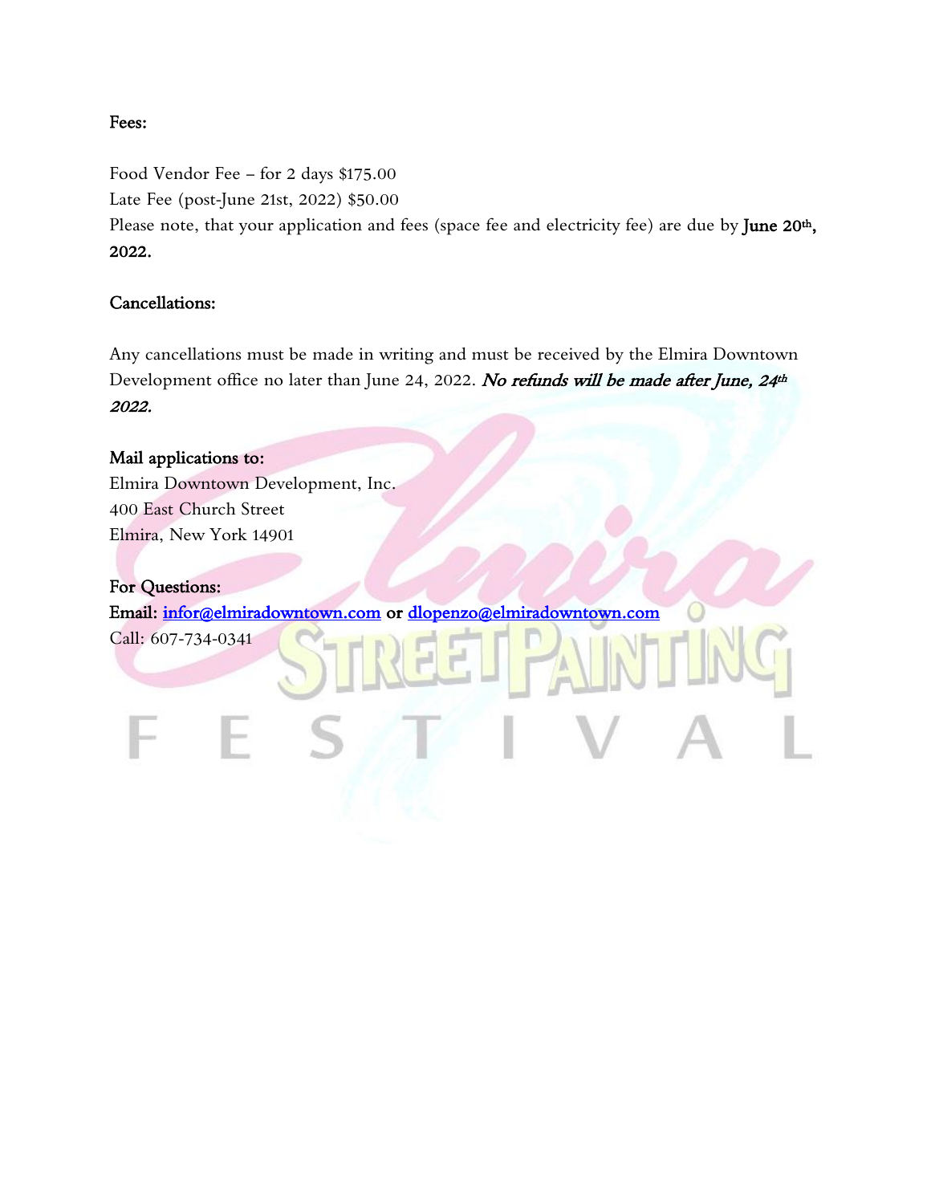**Fees:**

Food Vendor Fee – for 2 days $175.00
Late Fee (post-June 21st, 2022) $50.00
Please note, that your application and fees (space fee and electricity fee) are due by **June 20th, 2022.**

**Cancellations:**

Any cancellations must be made in writing and must be received by the Elmira Downtown Development office no later than June 24, 2022. ***No refunds will be made after June, 24th 2022.***

**Mail applications to:**
Elmira Downtown Development, Inc.
400 East Church Street
Elmira, New York 14901

**For Questions:**
**Email:** [infor@elmiradowntown.com](mailto:infor@elmiradowntown.com) **or** [dlopenzo@elmiradowntown.com](mailto:dlopenzo@elmiradowntown.com)
Call: 607-734-0341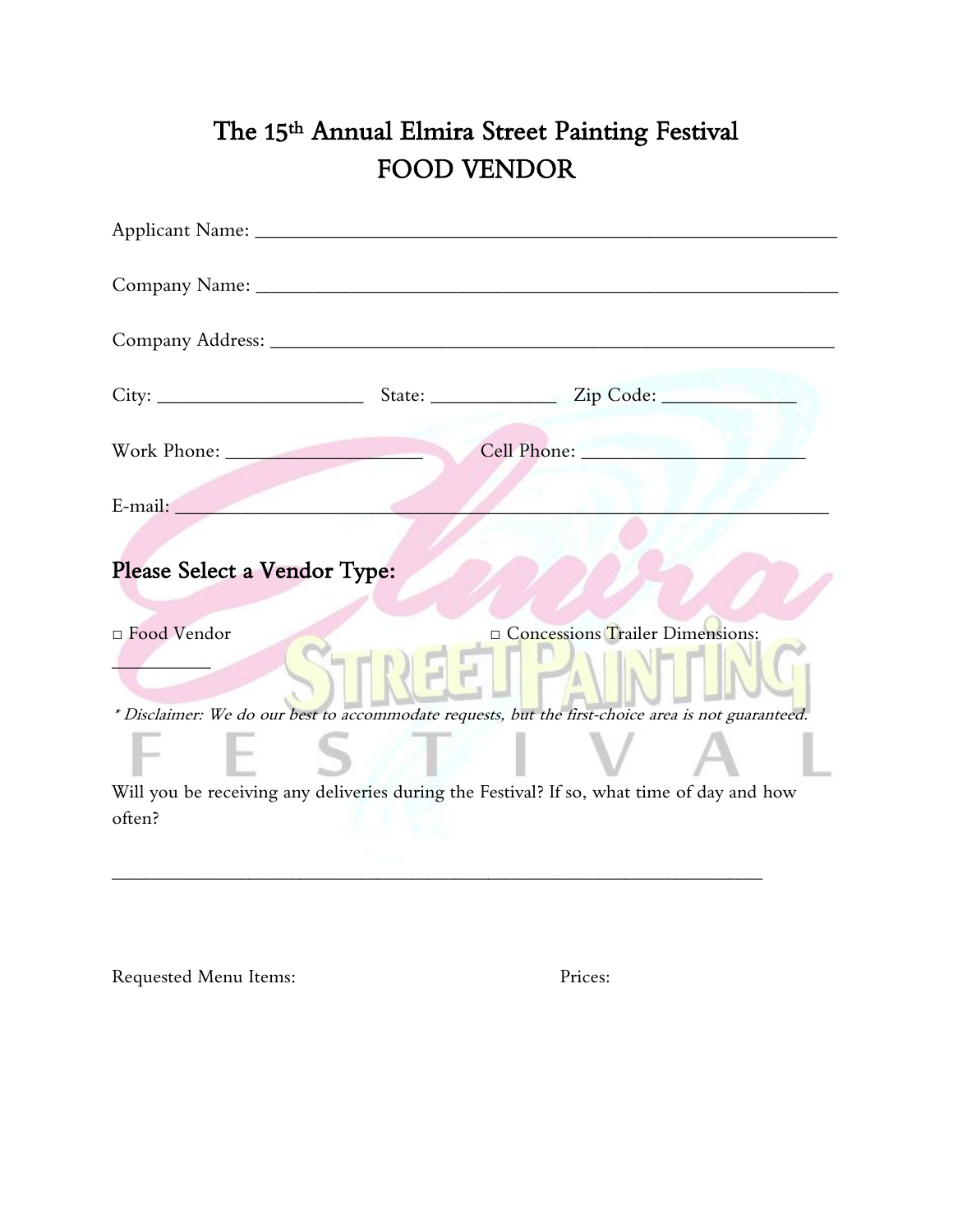# The 15th Annual Elmira Street Painting Festival
# FOOD VENDOR

Applicant Name: ___________________________________________________________

Company Name: ___________________________________________________________

Company Address: _________________________________________________________

City: ____________________ State: ____________ Zip Code: ____________

Work Phone: ___________________ Cell Phone: ______________________

E-mail: ________________________________________________________________

## Please Select a Vendor Type:

□ Food Vendor □ Concessions Trailer Dimensions: __________

*\* Disclaimer: We do our best to accommodate requests, but the first-choice area is not guaranteed.*

Will you be receiving any deliveries during the Festival? If so, what time of day and how often?

_________________________________________________________________

Requested Menu Items: Prices: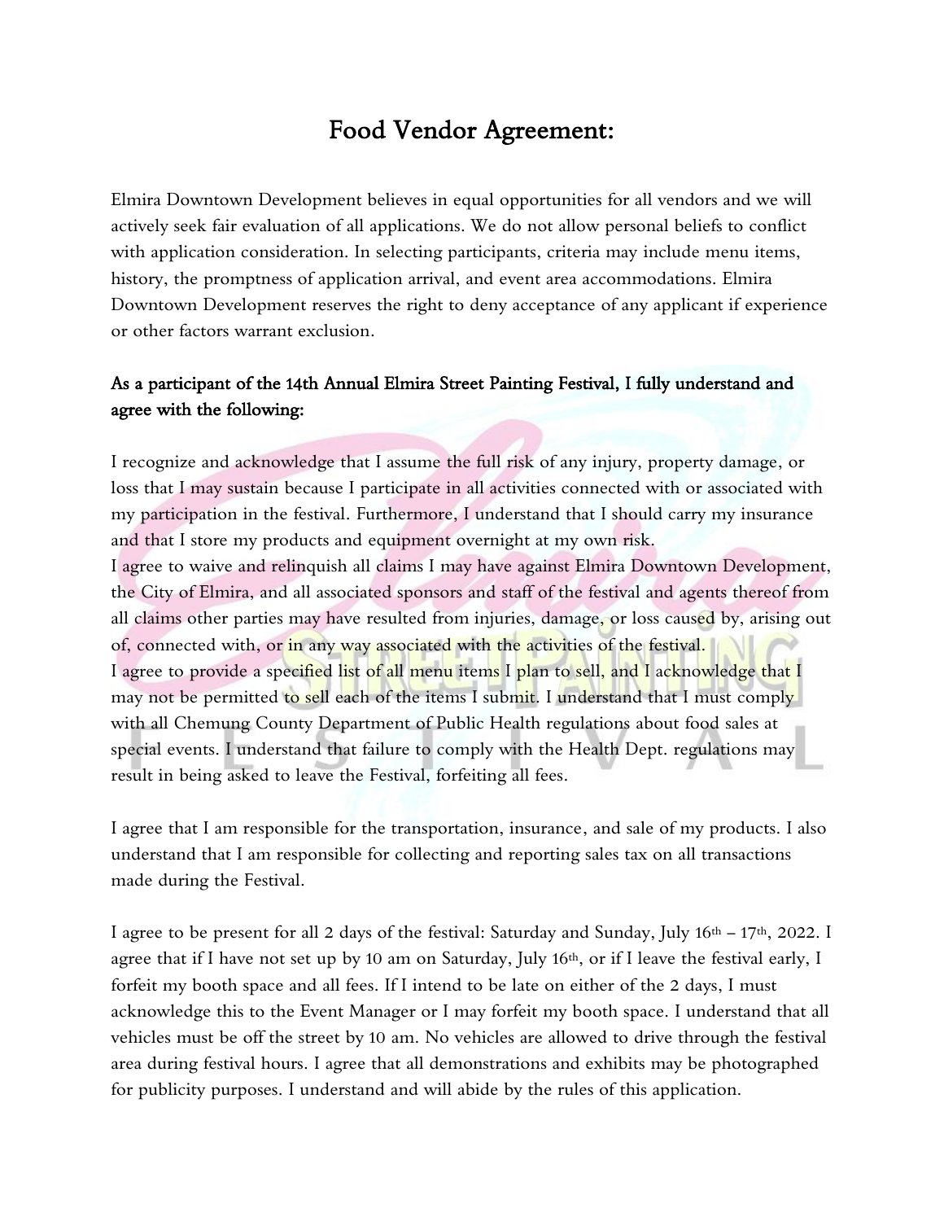# Food Vendor Agreement:

Elmira Downtown Development believes in equal opportunities for all vendors and we will actively seek fair evaluation of all applications. We do not allow personal beliefs to conflict with application consideration. In selecting participants, criteria may include menu items, history, the promptness of application arrival, and event area accommodations. Elmira Downtown Development reserves the right to deny acceptance of any applicant if experience or other factors warrant exclusion.

## As a participant of the 14th Annual Elmira Street Painting Festival, I fully understand and agree with the following:

I recognize and acknowledge that I assume the full risk of any injury, property damage, or loss that I may sustain because I participate in all activities connected with or associated with my participation in the festival. Furthermore, I understand that I should carry my insurance and that I store my products and equipment overnight at my own risk.
I agree to waive and relinquish all claims I may have against Elmira Downtown Development, the City of Elmira, and all associated sponsors and staff of the festival and agents thereof from all claims other parties may have resulted from injuries, damage, or loss caused by, arising out of, connected with, or in any way associated with the activities of the festival.
I agree to provide a specified list of all menu items I plan to sell, and I acknowledge that I may not be permitted to sell each of the items I submit. I understand that I must comply with all Chemung County Department of Public Health regulations about food sales at special events. I understand that failure to comply with the Health Dept. regulations may result in being asked to leave the Festival, forfeiting all fees.

I agree that I am responsible for the transportation, insurance, and sale of my products. I also understand that I am responsible for collecting and reporting sales tax on all transactions made during the Festival.

I agree to be present for all 2 days of the festival: Saturday and Sunday, July 16th – 17th, 2022. I agree that if I have not set up by 10 am on Saturday, July 16th, or if I leave the festival early, I forfeit my booth space and all fees. If I intend to be late on either of the 2 days, I must acknowledge this to the Event Manager or I may forfeit my booth space. I understand that all vehicles must be off the street by 10 am. No vehicles are allowed to drive through the festival area during festival hours. I agree that all demonstrations and exhibits may be photographed for publicity purposes. I understand and will abide by the rules of this application.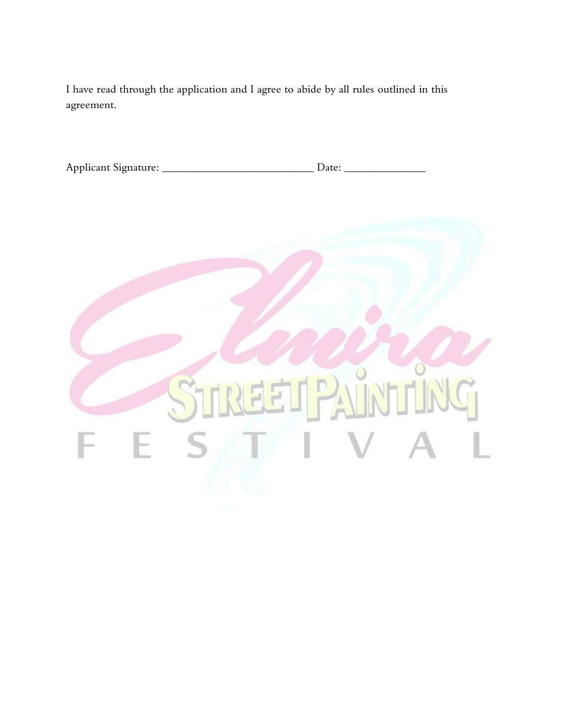I have read through the application and I agree to abide by all rules outlined in this agreement.

Applicant Signature: ___________________________ Date: ______________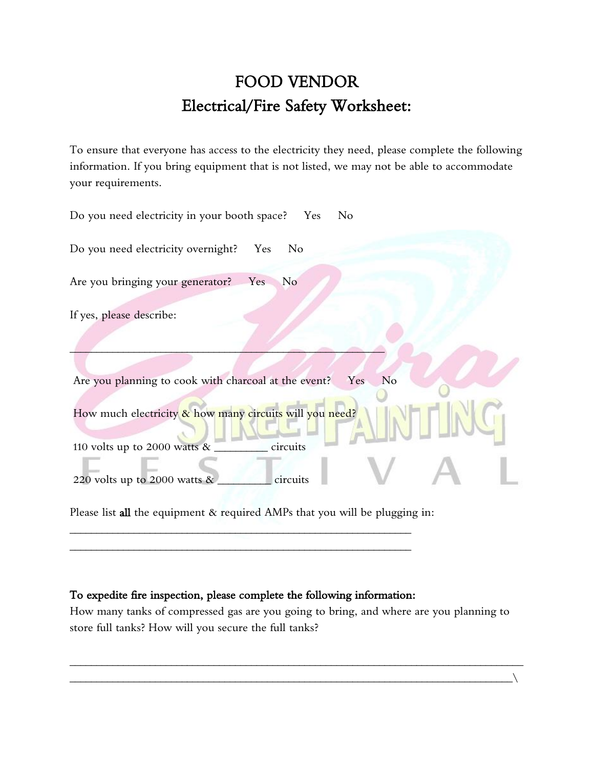# FOOD VENDOR
# Electrical/Fire Safety Worksheet:

To ensure that everyone has access to the electricity they need, please complete the following information. If you bring equipment that is not listed, we may not be able to accommodate your requirements.

Do you need electricity in your booth space? Yes No

Do you need electricity overnight? Yes No

Are you bringing your generator? Yes No

If yes, please describe:

_______________________________________________________

Are you planning to cook with charcoal at the event? Yes No

How much electricity & how many circuits will you need?

110 volts up to 2000 watts & _________ circuits

220 volts up to 2000 watts & _________ circuits

Please list **all** the equipment & required AMPs that you will be plugging in:

___________________________________________________________

___________________________________________________________

**To expedite fire inspection, please complete the following information:**

How many tanks of compressed gas are you going to bring, and where are you planning to store full tanks? How will you secure the full tanks?

_____________________________________________________________________________

____________________________________________________________________________\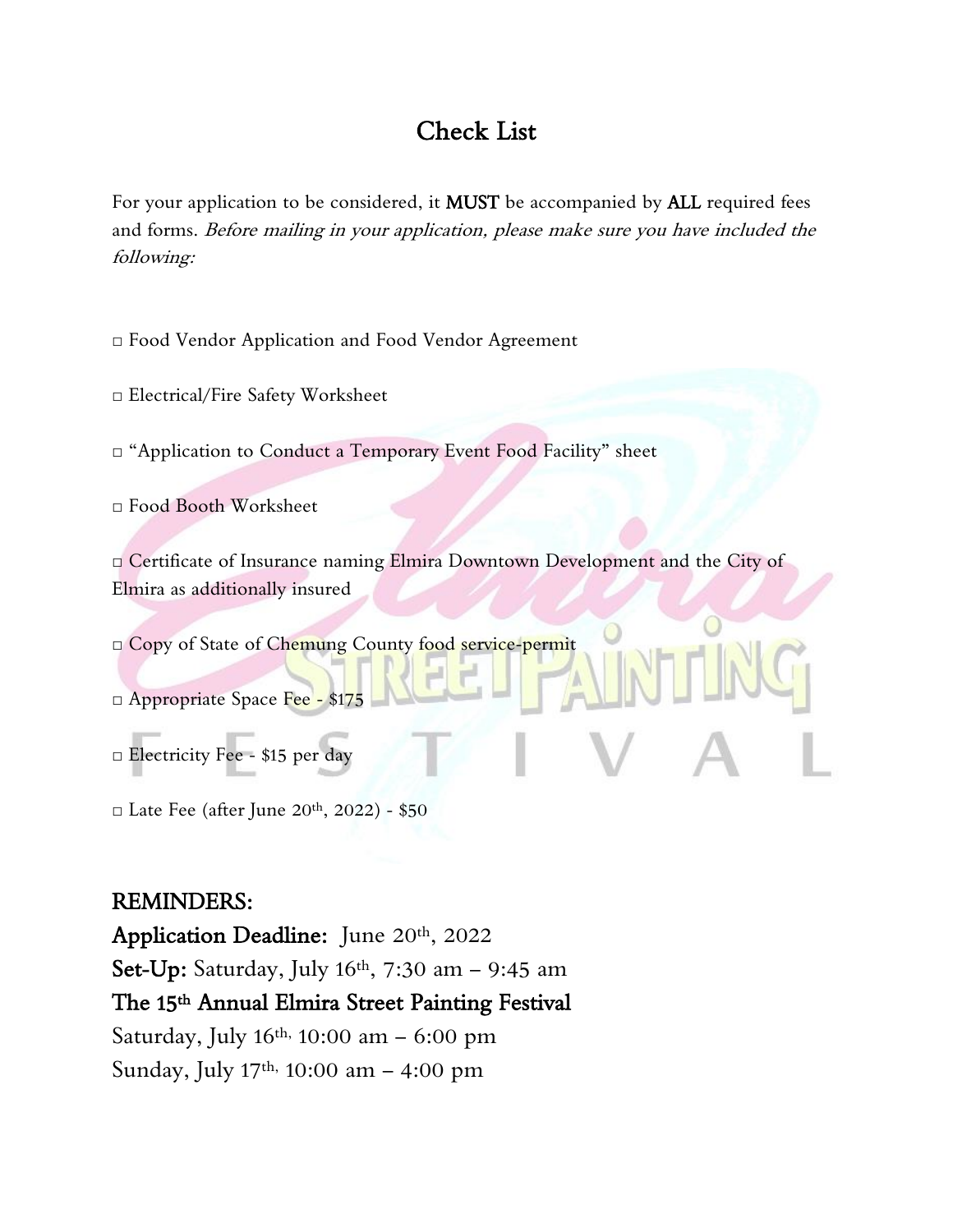# Check List

For your application to be considered, it **MUST** be accompanied by **ALL** required fees and forms. *Before mailing in your application, please make sure you have included the following:*

□ Food Vendor Application and Food Vendor Agreement

□ Electrical/Fire Safety Worksheet

□ "Application to Conduct a Temporary Event Food Facility" sheet

□ Food Booth Worksheet

□ Certificate of Insurance naming Elmira Downtown Development and the City of Elmira as additionally insured

□ Copy of State of Chemung County food service-permit

□ Appropriate Space Fee - $175

□ Electricity Fee - $15 per day

□ Late Fee (after June 20th, 2022) - $50

## REMINDERS:

**Application Deadline:** June 20th, 2022

**Set-Up:** Saturday, July 16th, 7:30 am – 9:45 am

**The 15th Annual Elmira Street Painting Festival**

Saturday, July 16th, 10:00 am – 6:00 pm

Sunday, July 17th, 10:00 am – 4:00 pm